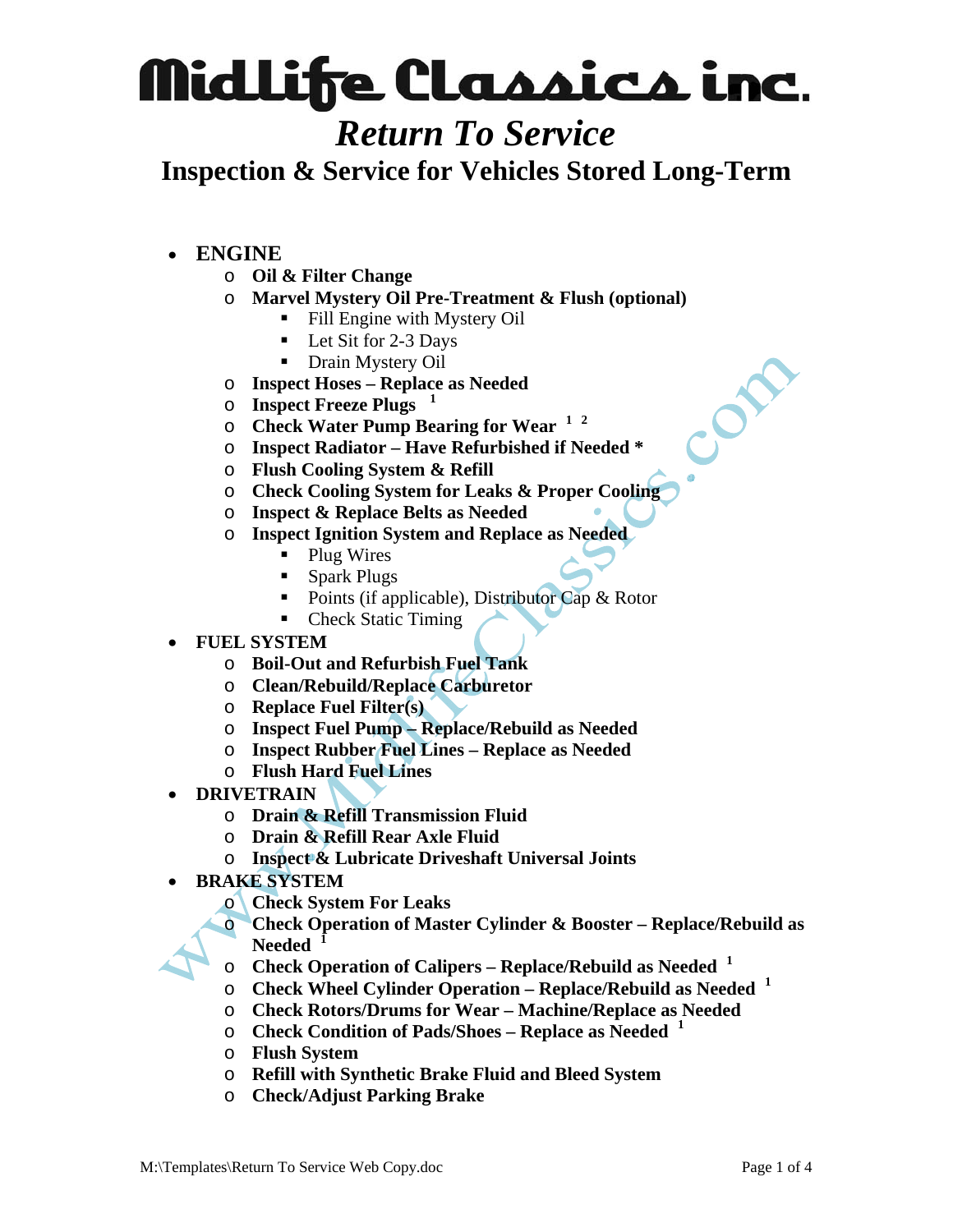# Midlife Classics inc.

## *Return To Service*

## Inspection & Service for Vehicles Stored Long-Term

- **ENGINE**
  - **Oil & Filter Change**
  - **Marvel Mystery Oil Pre-Treatment & Flush (optional)**
    - Fill Engine with Mystery Oil
    - Let Sit for 2-3 Days
    - Drain Mystery Oil
  - **Inspect Hoses – Replace as Needed**
  - **Inspect Freeze Plugs** [1]
  - **Check Water Pump Bearing for Wear** [1] [2]
  - **Inspect Radiator – Have Refurbished if Needed ***
  - **Flush Cooling System & Refill**
  - **Check Cooling System for Leaks & Proper Cooling**
  - **Inspect & Replace Belts as Needed**
  - **Inspect Ignition System and Replace as Needed**
    - Plug Wires
    - Spark Plugs
    - Points (if applicable), Distributor Cap & Rotor
    - Check Static Timing
- **FUEL SYSTEM**
  - **Boil-Out and Refurbish Fuel Tank**
  - **Clean/Rebuild/Replace Carburetor**
  - **Replace Fuel Filter(s)**
  - **Inspect Fuel Pump – Replace/Rebuild as Needed**
  - **Inspect Rubber Fuel Lines – Replace as Needed**
  - **Flush Hard Fuel Lines**
- **DRIVETRAIN**
  - **Drain & Refill Transmission Fluid**
  - **Drain & Refill Rear Axle Fluid**
  - **Inspect & Lubricate Driveshaft Universal Joints**
- **BRAKE SYSTEM**
  - **Check System For Leaks**
  - **Check Operation of Master Cylinder & Booster – Replace/Rebuild as Needed** [1]
  - **Check Operation of Calipers – Replace/Rebuild as Needed** [1]
  - **Check Wheel Cylinder Operation – Replace/Rebuild as Needed** [1]
  - **Check Rotors/Drums for Wear – Machine/Replace as Needed**
  - **Check Condition of Pads/Shoes – Replace as Needed** [1]
  - **Flush System**
  - **Refill with Synthetic Brake Fluid and Bleed System**
  - **Check/Adjust Parking Brake**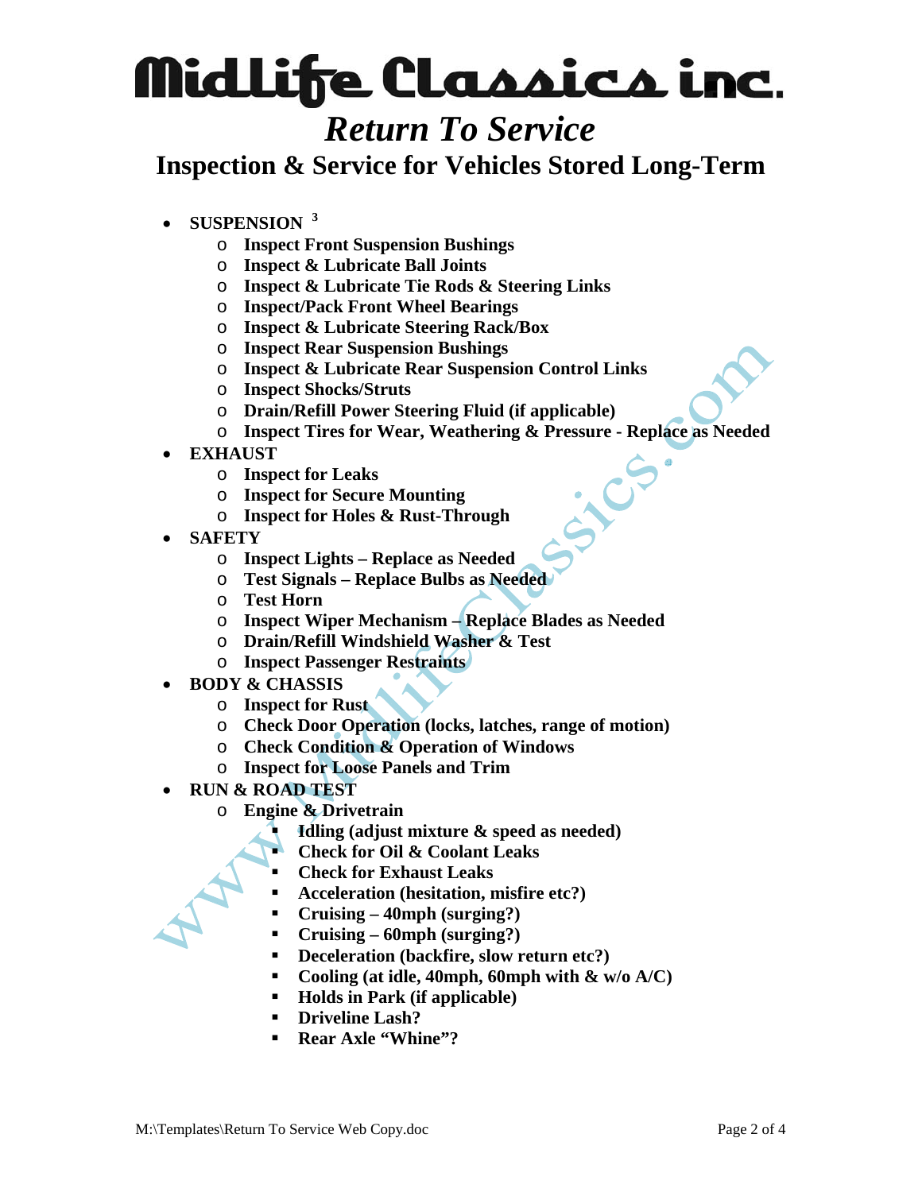# Midlife Classics inc.

## *Return To Service*

## Inspection & Service for Vehicles Stored Long-Term

- **SUSPENSION** [3]
  - **Inspect Front Suspension Bushings**
  - **Inspect & Lubricate Ball Joints**
  - **Inspect & Lubricate Tie Rods & Steering Links**
  - **Inspect/Pack Front Wheel Bearings**
  - **Inspect & Lubricate Steering Rack/Box**
  - **Inspect Rear Suspension Bushings**
  - **Inspect & Lubricate Rear Suspension Control Links**
  - **Inspect Shocks/Struts**
  - **Drain/Refill Power Steering Fluid (if applicable)**
  - **Inspect Tires for Wear, Weathering & Pressure - Replace as Needed**
- **EXHAUST**
  - **Inspect for Leaks**
  - **Inspect for Secure Mounting**
  - **Inspect for Holes & Rust-Through**
- **SAFETY**
  - **Inspect Lights – Replace as Needed**
  - **Test Signals – Replace Bulbs as Needed**
  - **Test Horn**
  - **Inspect Wiper Mechanism – Replace Blades as Needed**
  - **Drain/Refill Windshield Washer & Test**
  - **Inspect Passenger Restraints**
- **BODY & CHASSIS**
  - **Inspect for Rust**
  - **Check Door Operation (locks, latches, range of motion)**
  - **Check Condition & Operation of Windows**
  - **Inspect for Loose Panels and Trim**
- **RUN & ROAD TEST**
  - **Engine & Drivetrain**
    - **Idling (adjust mixture & speed as needed)**
    - **Check for Oil & Coolant Leaks**
    - **Check for Exhaust Leaks**
    - **Acceleration (hesitation, misfire etc?)**
    - **Cruising – 40mph (surging?)**
    - **Cruising – 60mph (surging?)**
    - **Deceleration (backfire, slow return etc?)**
    - **Cooling (at idle, 40mph, 60mph with & w/o A/C)**
    - **Holds in Park (if applicable)**
    - **Driveline Lash?**
    - **Rear Axle "Whine"?**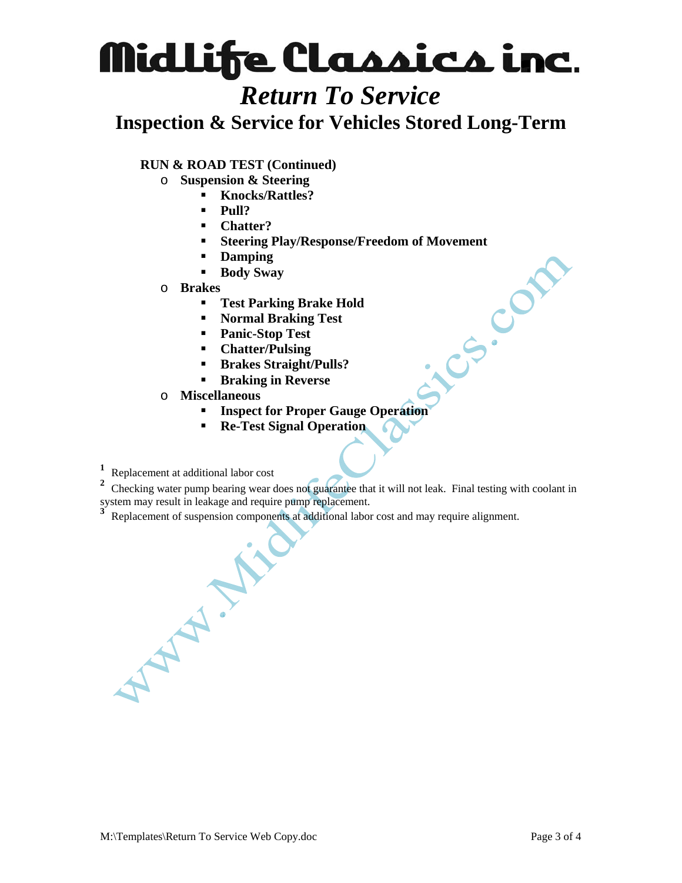# MidLife Classics inc.

## *Return To Service*

## Inspection & Service for Vehicles Stored Long-Term

**RUN & ROAD TEST (Continued)**

- **Suspension & Steering**
  - **Knocks/Rattles?**
  - **Pull?**
  - **Chatter?**
  - **Steering Play/Response/Freedom of Movement**
  - **Damping**
  - **Body Sway**
- **Brakes**
  - **Test Parking Brake Hold**
  - **Normal Braking Test**
  - **Panic-Stop Test**
  - **Chatter/Pulsing**
  - **Brakes Straight/Pulls?**
  - **Braking in Reverse**
- **Miscellaneous**
  - **Inspect for Proper Gauge Operation**
  - **Re-Test Signal Operation**

[1] Replacement at additional labor cost

[2] Checking water pump bearing wear does not guarantee that it will not leak. Final testing with coolant in system may result in leakage and require pump replacement.

[3] Replacement of suspension components at additional labor cost and may require alignment.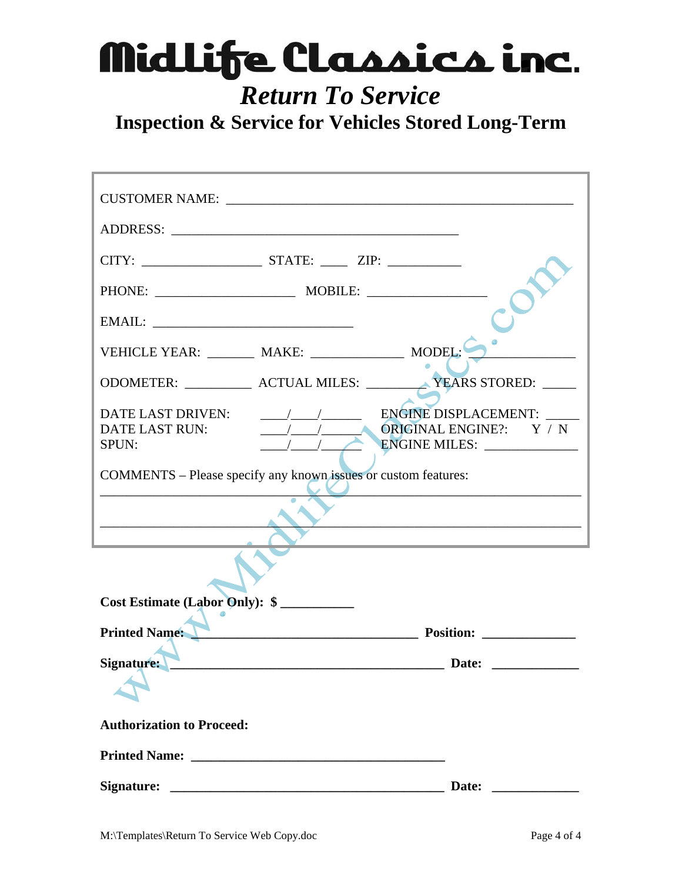# MidLife Classics inc.

## *Return To Service*

### Inspection & Service for Vehicles Stored Long-Term

CUSTOMER NAME: ______________________________________________________

ADDRESS: ____________________________________________

CITY: __________________ STATE: ____ ZIP: ___________

PHONE: _____________________ MOBILE: __________________

EMAIL: ______________________________

VEHICLE YEAR: _______ MAKE: ______________ MODEL: ______________

ODOMETER: __________ ACTUAL MILES: _________ YEARS STORED: _____

DATE LAST DRIVEN: ____/____/______ ENGINE DISPLACEMENT: _____
DATE LAST RUN: ____/____/______ ORIGINAL ENGINE?: Y / N
SPUN: ____/____/______ ENGINE MILES: ______________

COMMENTS – Please specify any known issues or custom features:

__________________________________________________________________________

__________________________________________________________________________

www.MidlifeClassics.com

**Cost Estimate (Labor Only): $ ___________**

**Printed Name: __________________________________ Position: ______________**

**Signature: __________________________________________ Date: _____________**

**Authorization to Proceed:**

**Printed Name: _______________________________________**

**Signature: __________________________________________ Date: _____________**

M:\Templates\Return To Service Web Copy.doc